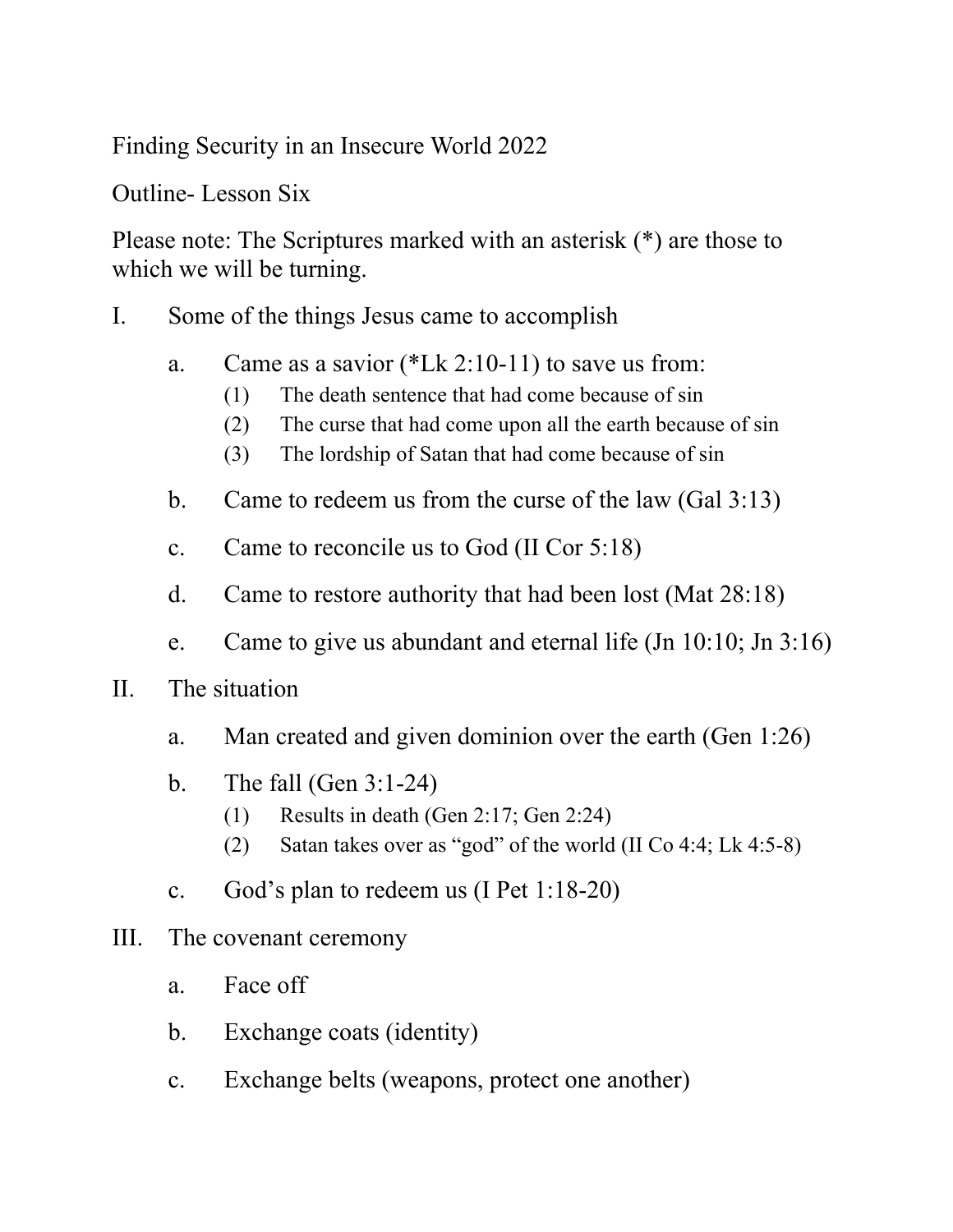Finding Security in an Insecure World 2022

Outline- Lesson Six

Please note: The Scriptures marked with an asterisk (*) are those to which we will be turning.

I. Some of the things Jesus came to accomplish

   a. Came as a savior (*Lk 2:10-11) to save us from:
      (1) The death sentence that had come because of sin
      (2) The curse that had come upon all the earth because of sin
      (3) The lordship of Satan that had come because of sin

   b. Came to redeem us from the curse of the law (Gal 3:13)

   c. Came to reconcile us to God (II Cor 5:18)

   d. Came to restore authority that had been lost (Mat 28:18)

   e. Came to give us abundant and eternal life (Jn 10:10; Jn 3:16)

II. The situation

   a. Man created and given dominion over the earth (Gen 1:26)

   b. The fall (Gen 3:1-24)
      (1) Results in death (Gen 2:17; Gen 2:24)
      (2) Satan takes over as “god” of the world (II Co 4:4; Lk 4:5-8)

   c. God’s plan to redeem us (I Pet 1:18-20)

III. The covenant ceremony

   a. Face off

   b. Exchange coats (identity)

   c. Exchange belts (weapons, protect one another)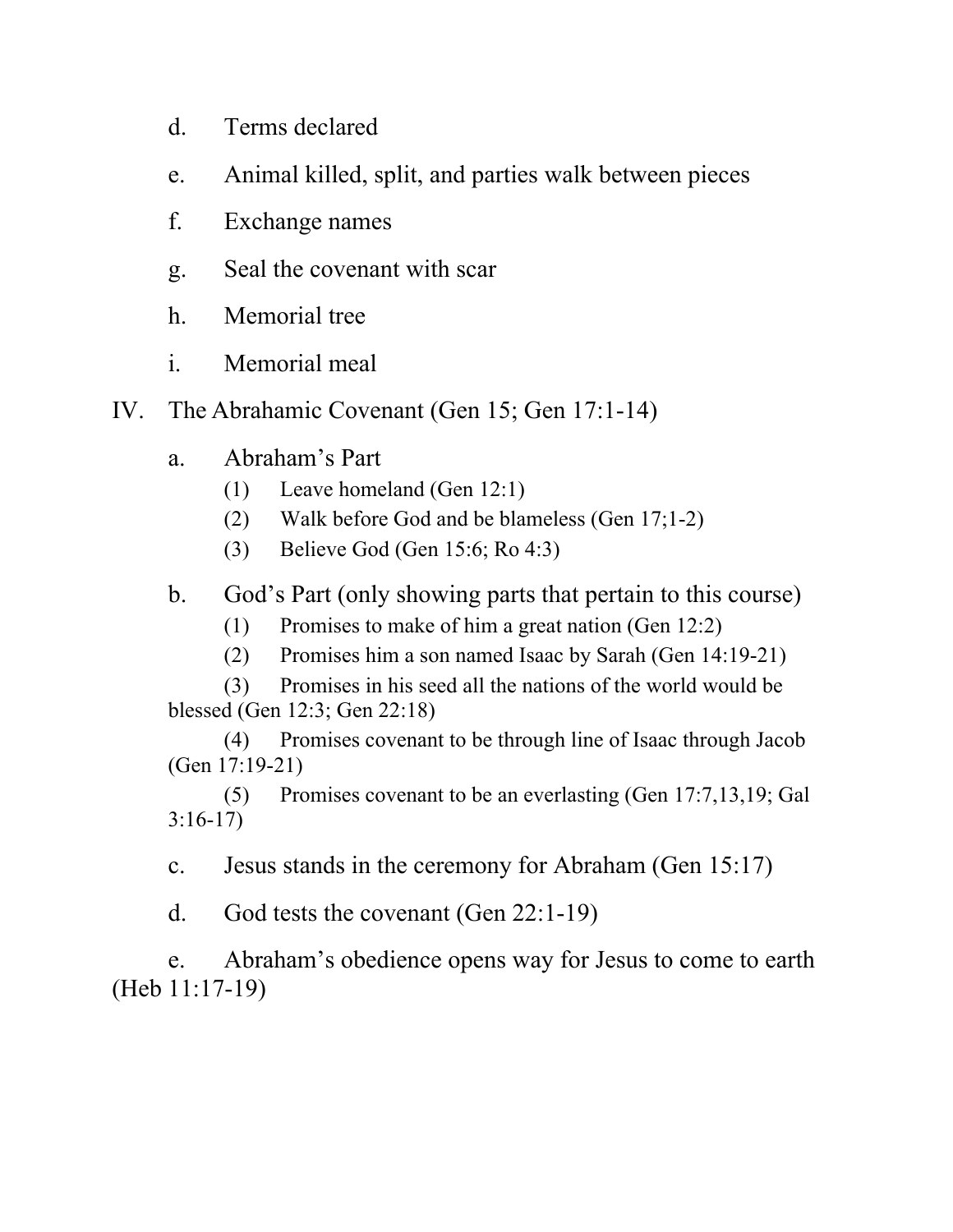d. Terms declared

e. Animal killed, split, and parties walk between pieces

f. Exchange names

g. Seal the covenant with scar

h. Memorial tree

i. Memorial meal

IV. The Abrahamic Covenant (Gen 15; Gen 17:1-14)

a. Abraham's Part
   - (1) Leave homeland (Gen 12:1)
   - (2) Walk before God and be blameless (Gen 17;1-2)
   - (3) Believe God (Gen 15:6; Ro 4:3)

b. God's Part (only showing parts that pertain to this course)
   - (1) Promises to make of him a great nation (Gen 12:2)
   - (2) Promises him a son named Isaac by Sarah (Gen 14:19-21)
   - (3) Promises in his seed all the nations of the world would be blessed (Gen 12:3; Gen 22:18)
   - (4) Promises covenant to be through line of Isaac through Jacob (Gen 17:19-21)
   - (5) Promises covenant to be an everlasting (Gen 17:7,13,19; Gal 3:16-17)

c. Jesus stands in the ceremony for Abraham (Gen 15:17)

d. God tests the covenant (Gen 22:1-19)

e. Abraham's obedience opens way for Jesus to come to earth (Heb 11:17-19)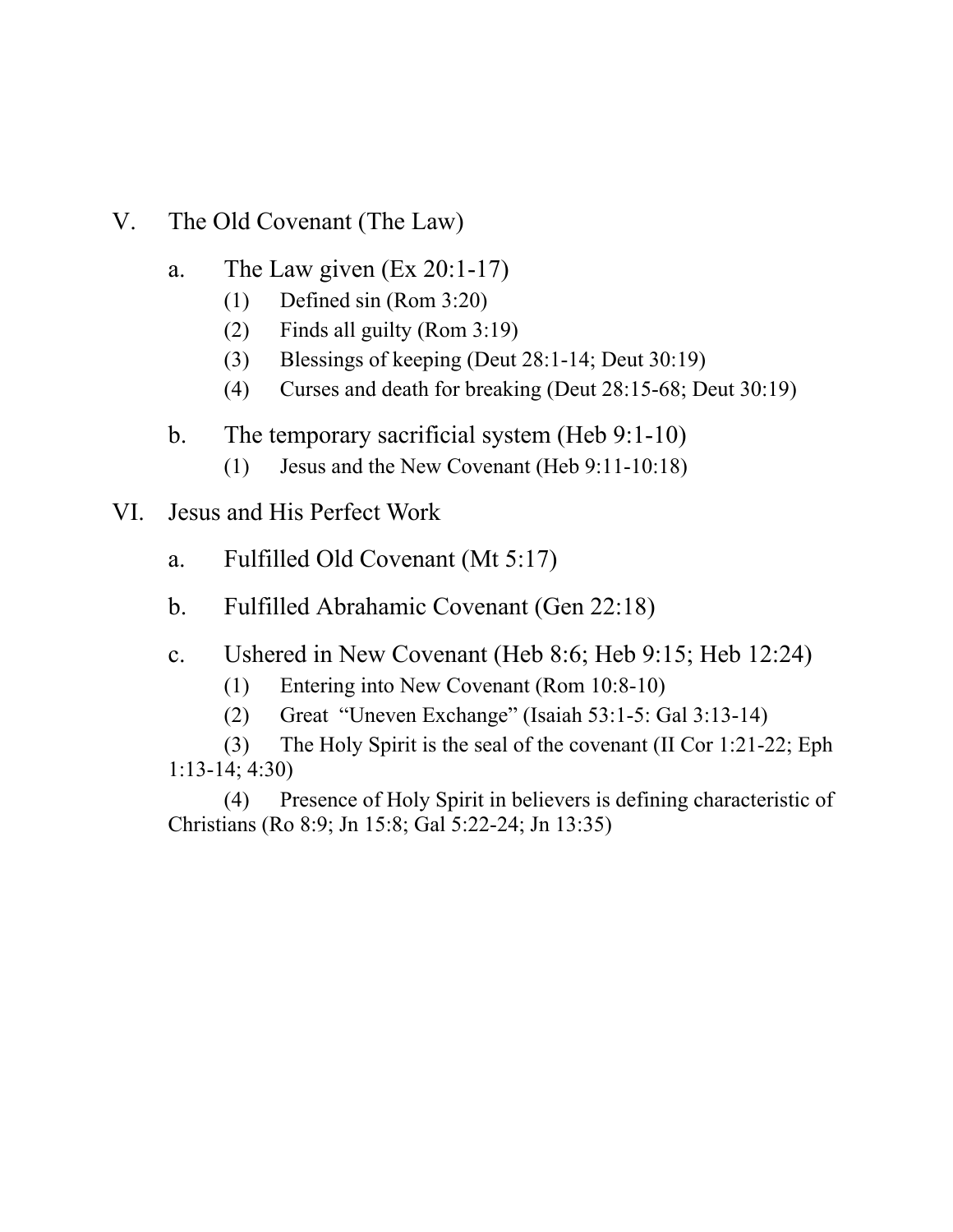V. The Old Covenant (The Law)

   a. The Law given (Ex 20:1-17)
      (1) Defined sin (Rom 3:20)
      (2) Finds all guilty (Rom 3:19)
      (3) Blessings of keeping (Deut 28:1-14; Deut 30:19)
      (4) Curses and death for breaking (Deut 28:15-68; Deut 30:19)

   b. The temporary sacrificial system (Heb 9:1-10)
      (1) Jesus and the New Covenant (Heb 9:11-10:18)

VI. Jesus and His Perfect Work

   a. Fulfilled Old Covenant (Mt 5:17)

   b. Fulfilled Abrahamic Covenant (Gen 22:18)

   c. Ushered in New Covenant (Heb 8:6; Heb 9:15; Heb 12:24)
      (1) Entering into New Covenant (Rom 10:8-10)
      (2) Great "Uneven Exchange" (Isaiah 53:1-5: Gal 3:13-14)
      (3) The Holy Spirit is the seal of the covenant (II Cor 1:21-22; Eph 1:13-14; 4:30)
      (4) Presence of Holy Spirit in believers is defining characteristic of Christians (Ro 8:9; Jn 15:8; Gal 5:22-24; Jn 13:35)